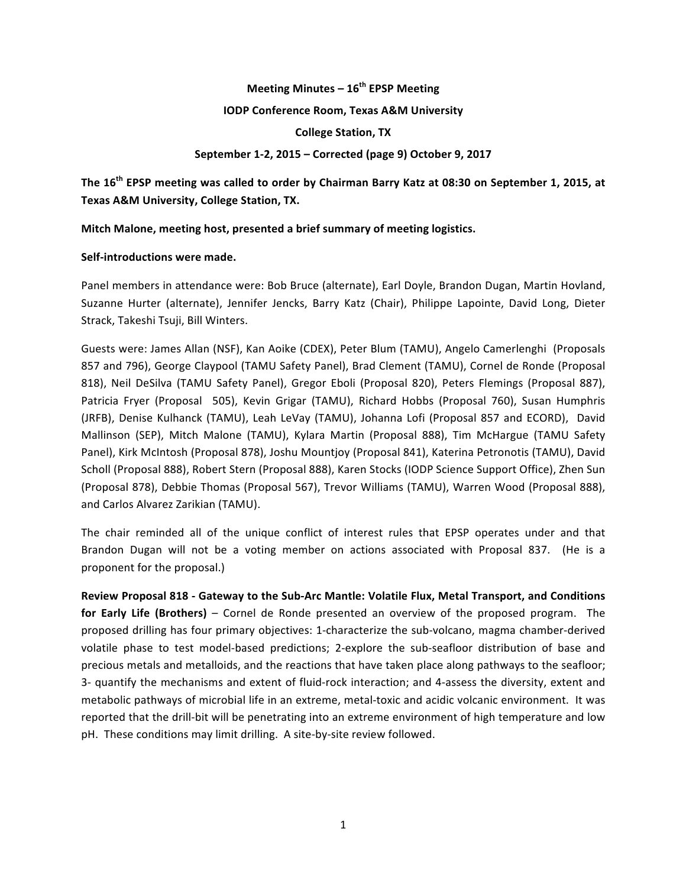# Meeting Minutes – 16th EPSP Meeting

**IODP Conference Room, Texas A&M University**

**College Station, TX**

**September 1-2, 2015 – Corrected (page 9) October 9, 2017**

**The 16th EPSP meeting was called to order by Chairman Barry Katz at 08:30 on September 1, 2015, at Texas A&M University, College Station, TX.**

**Mitch Malone, meeting host, presented a brief summary of meeting logistics.**

**Self-introductions were made.**

Panel members in attendance were: Bob Bruce (alternate), Earl Doyle, Brandon Dugan, Martin Hovland, Suzanne Hurter (alternate), Jennifer Jencks, Barry Katz (Chair), Philippe Lapointe, David Long, Dieter Strack, Takeshi Tsuji, Bill Winters.

Guests were: James Allan (NSF), Kan Aoike (CDEX), Peter Blum (TAMU), Angelo Camerlenghi (Proposals 857 and 796), George Claypool (TAMU Safety Panel), Brad Clement (TAMU), Cornel de Ronde (Proposal 818), Neil DeSilva (TAMU Safety Panel), Gregor Eboli (Proposal 820), Peters Flemings (Proposal 887), Patricia Fryer (Proposal 505), Kevin Grigar (TAMU), Richard Hobbs (Proposal 760), Susan Humphris (JRFB), Denise Kulhanck (TAMU), Leah LeVay (TAMU), Johanna Lofi (Proposal 857 and ECORD), David Mallinson (SEP), Mitch Malone (TAMU), Kylara Martin (Proposal 888), Tim McHargue (TAMU Safety Panel), Kirk McIntosh (Proposal 878), Joshu Mountjoy (Proposal 841), Katerina Petronotis (TAMU), David Scholl (Proposal 888), Robert Stern (Proposal 888), Karen Stocks (IODP Science Support Office), Zhen Sun (Proposal 878), Debbie Thomas (Proposal 567), Trevor Williams (TAMU), Warren Wood (Proposal 888), and Carlos Alvarez Zarikian (TAMU).

The chair reminded all of the unique conflict of interest rules that EPSP operates under and that Brandon Dugan will not be a voting member on actions associated with Proposal 837. (He is a proponent for the proposal.)

**Review Proposal 818 - Gateway to the Sub-Arc Mantle: Volatile Flux, Metal Transport, and Conditions for Early Life (Brothers)** – Cornel de Ronde presented an overview of the proposed program. The proposed drilling has four primary objectives: 1-characterize the sub-volcano, magma chamber-derived volatile phase to test model-based predictions; 2-explore the sub-seafloor distribution of base and precious metals and metalloids, and the reactions that have taken place along pathways to the seafloor; 3- quantify the mechanisms and extent of fluid-rock interaction; and 4-assess the diversity, extent and metabolic pathways of microbial life in an extreme, metal-toxic and acidic volcanic environment. It was reported that the drill-bit will be penetrating into an extreme environment of high temperature and low pH. These conditions may limit drilling. A site-by-site review followed.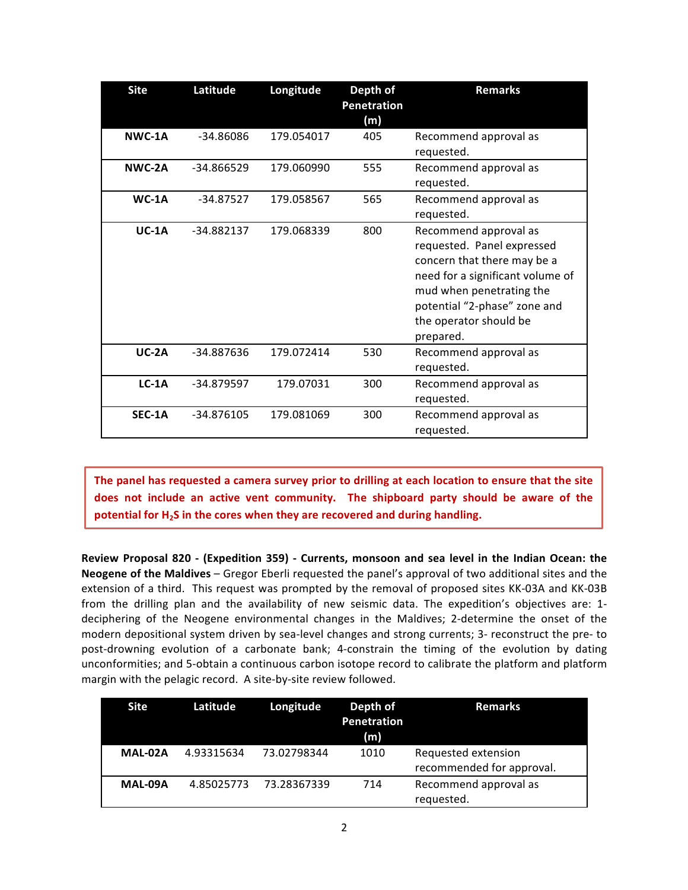| Site | Latitude | Longitude | Depth of Penetration (m) | Remarks |
|---|---|---|---|---|
| **NWC-1A** | -34.86086 | 179.054017 | 405 | Recommend approval as requested. |
| **NWC-2A** | -34.866529 | 179.060990 | 555 | Recommend approval as requested. |
| **WC-1A** | -34.87527 | 179.058567 | 565 | Recommend approval as requested. |
| **UC-1A** | -34.882137 | 179.068339 | 800 | Recommend approval as requested. Panel expressed concern that there may be a need for a significant volume of mud when penetrating the potential “2-phase” zone and the operator should be prepared. |
| **UC-2A** | -34.887636 | 179.072414 | 530 | Recommend approval as requested. |
| **LC-1A** | -34.879597 | 179.07031 | 300 | Recommend approval as requested. |
| **SEC-1A** | -34.876105 | 179.081069 | 300 | Recommend approval as requested. |

**The panel has requested a camera survey prior to drilling at each location to ensure that the site does not include an active vent community. The shipboard party should be aware of the potential for $H_2S$ in the cores when they are recovered and during handling.**

**Review Proposal 820 - (Expedition 359) - Currents, monsoon and sea level in the Indian Ocean: the Neogene of the Maldives** – Gregor Eberli requested the panel's approval of two additional sites and the extension of a third. This request was prompted by the removal of proposed sites KK-03A and KK-03B from the drilling plan and the availability of new seismic data. The expedition's objectives are: 1- deciphering of the Neogene environmental changes in the Maldives; 2-determine the onset of the modern depositional system driven by sea-level changes and strong currents; 3- reconstruct the pre- to post-drowning evolution of a carbonate bank; 4-constrain the timing of the evolution by dating unconformities; and 5-obtain a continuous carbon isotope record to calibrate the platform and platform margin with the pelagic record. A site-by-site review followed.

| Site | Latitude | Longitude | Depth of Penetration (m) | Remarks |
|---|---|---|---|---|
| **MAL-02A** | 4.93315634 | 73.02798344 | 1010 | Requested extension recommended for approval. |
| **MAL-09A** | 4.85025773 | 73.28367339 | 714 | Recommend approval as requested. |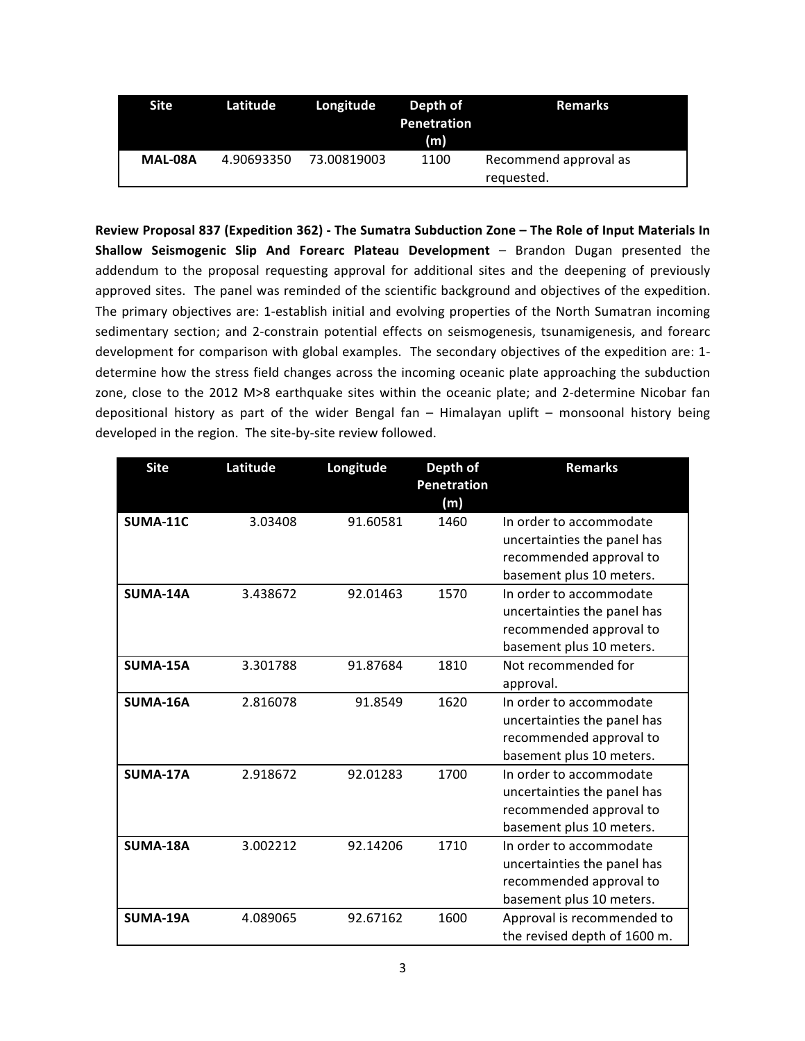| Site | Latitude | Longitude | Depth of Penetration (m) | Remarks |
|---|---|---|---|---|
| **MAL-08A** | 4.90693350 | 73.00819003 | 1100 | Recommend approval as requested. |

**Review Proposal 837 (Expedition 362) - The Sumatra Subduction Zone – The Role of Input Materials In Shallow Seismogenic Slip And Forearc Plateau Development** – Brandon Dugan presented the addendum to the proposal requesting approval for additional sites and the deepening of previously approved sites. The panel was reminded of the scientific background and objectives of the expedition. The primary objectives are: 1-establish initial and evolving properties of the North Sumatran incoming sedimentary section; and 2-constrain potential effects on seismogenesis, tsunamigenesis, and forearc development for comparison with global examples. The secondary objectives of the expedition are: 1-determine how the stress field changes across the incoming oceanic plate approaching the subduction zone, close to the 2012 M>8 earthquake sites within the oceanic plate; and 2-determine Nicobar fan depositional history as part of the wider Bengal fan – Himalayan uplift – monsoonal history being developed in the region. The site-by-site review followed.

| Site | Latitude | Longitude | Depth of Penetration (m) | Remarks |
|---|---|---|---|---|
| **SUMA-11C** | 3.03408 | 91.60581 | 1460 | In order to accommodate uncertainties the panel has recommended approval to basement plus 10 meters. |
| **SUMA-14A** | 3.438672 | 92.01463 | 1570 | In order to accommodate uncertainties the panel has recommended approval to basement plus 10 meters. |
| **SUMA-15A** | 3.301788 | 91.87684 | 1810 | Not recommended for approval. |
| **SUMA-16A** | 2.816078 | 91.8549 | 1620 | In order to accommodate uncertainties the panel has recommended approval to basement plus 10 meters. |
| **SUMA-17A** | 2.918672 | 92.01283 | 1700 | In order to accommodate uncertainties the panel has recommended approval to basement plus 10 meters. |
| **SUMA-18A** | 3.002212 | 92.14206 | 1710 | In order to accommodate uncertainties the panel has recommended approval to basement plus 10 meters. |
| **SUMA-19A** | 4.089065 | 92.67162 | 1600 | Approval is recommended to the revised depth of 1600 m. |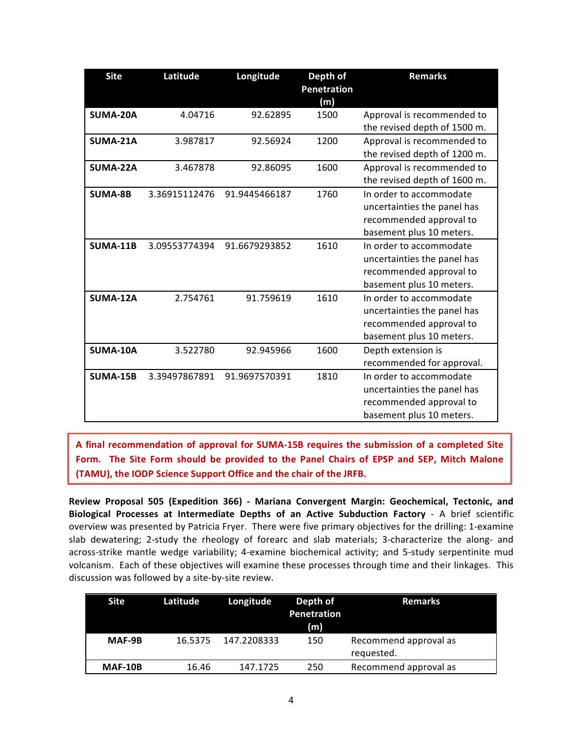| Site | Latitude | Longitude | Depth of Penetration (m) | Remarks |
|---|---|---|---|---|
| **SUMA-20A** | 4.04716 | 92.62895 | 1500 | Approval is recommended to the revised depth of 1500 m. |
| **SUMA-21A** | 3.987817 | 92.56924 | 1200 | Approval is recommended to the revised depth of 1200 m. |
| **SUMA-22A** | 3.467878 | 92.86095 | 1600 | Approval is recommended to the revised depth of 1600 m. |
| **SUMA-8B** | 3.36915112476 | 91.9445466187 | 1760 | In order to accommodate uncertainties the panel has recommended approval to basement plus 10 meters. |
| **SUMA-11B** | 3.09553774394 | 91.6679293852 | 1610 | In order to accommodate uncertainties the panel has recommended approval to basement plus 10 meters. |
| **SUMA-12A** | 2.754761 | 91.759619 | 1610 | In order to accommodate uncertainties the panel has recommended approval to basement plus 10 meters. |
| **SUMA-10A** | 3.522780 | 92.945966 | 1600 | Depth extension is recommended for approval. |
| **SUMA-15B** | 3.39497867891 | 91.9697570391 | 1810 | In order to accommodate uncertainties the panel has recommended approval to basement plus 10 meters. |

**A final recommendation of approval for SUMA-15B requires the submission of a completed Site Form. The Site Form should be provided to the Panel Chairs of EPSP and SEP, Mitch Malone (TAMU), the IODP Science Support Office and the chair of the JRFB.**

**Review Proposal 505 (Expedition 366) - Mariana Convergent Margin: Geochemical, Tectonic, and Biological Processes at Intermediate Depths of an Active Subduction Factory** - A brief scientific overview was presented by Patricia Fryer. There were five primary objectives for the drilling: 1-examine slab dewatering; 2-study the rheology of forearc and slab materials; 3-characterize the along- and across-strike mantle wedge variability; 4-examine biochemical activity; and 5-study serpentinite mud volcanism. Each of these objectives will examine these processes through time and their linkages. This discussion was followed by a site-by-site review.

| Site | Latitude | Longitude | Depth of Penetration (m) | Remarks |
|---|---|---|---|---|
| **MAF-9B** | 16.5375 | 147.2208333 | 150 | Recommend approval as requested. |
| **MAF-10B** | 16.46 | 147.1725 | 250 | Recommend approval as |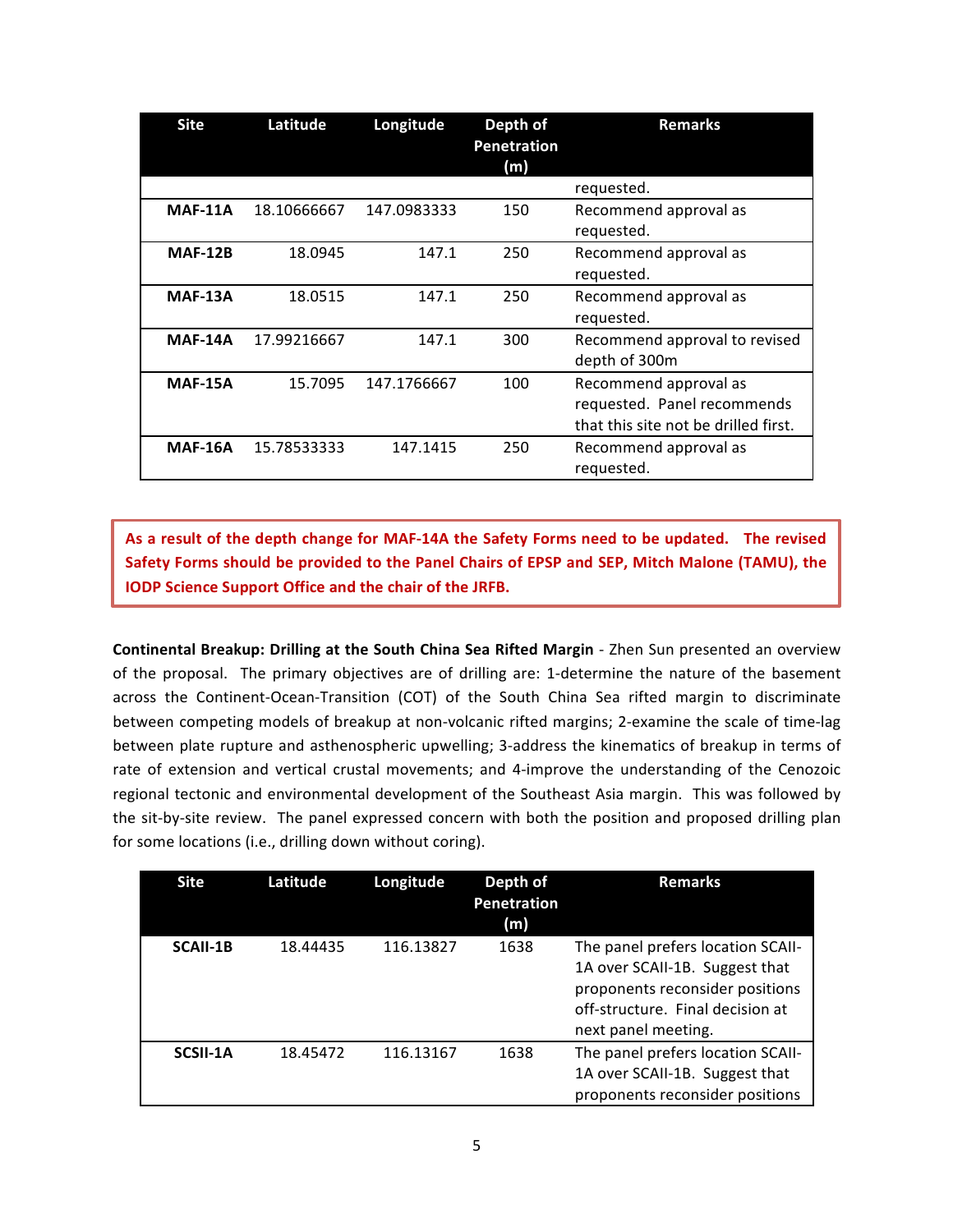| Site | Latitude | Longitude | Depth of Penetration (m) | Remarks |
|---|---|---|---|---|
| | | | | requested. |
| **MAF-11A** | 18.10666667 | 147.0983333 | 150 | Recommend approval as requested. |
| **MAF-12B** | 18.0945 | 147.1 | 250 | Recommend approval as requested. |
| **MAF-13A** | 18.0515 | 147.1 | 250 | Recommend approval as requested. |
| **MAF-14A** | 17.99216667 | 147.1 | 300 | Recommend approval to revised depth of 300m |
| **MAF-15A** | 15.7095 | 147.1766667 | 100 | Recommend approval as requested. Panel recommends that this site not be drilled first. |
| **MAF-16A** | 15.78533333 | 147.1415 | 250 | Recommend approval as requested. |

**As a result of the depth change for MAF-14A the Safety Forms need to be updated. The revised Safety Forms should be provided to the Panel Chairs of EPSP and SEP, Mitch Malone (TAMU), the IODP Science Support Office and the chair of the JRFB.**

**Continental Breakup: Drilling at the South China Sea Rifted Margin** - Zhen Sun presented an overview of the proposal. The primary objectives are of drilling are: 1-determine the nature of the basement across the Continent-Ocean-Transition (COT) of the South China Sea rifted margin to discriminate between competing models of breakup at non-volcanic rifted margins; 2-examine the scale of time-lag between plate rupture and asthenospheric upwelling; 3-address the kinematics of breakup in terms of rate of extension and vertical crustal movements; and 4-improve the understanding of the Cenozoic regional tectonic and environmental development of the Southeast Asia margin. This was followed by the sit-by-site review. The panel expressed concern with both the position and proposed drilling plan for some locations (i.e., drilling down without coring).

| Site | Latitude | Longitude | Depth of Penetration (m) | Remarks |
|---|---|---|---|---|
| **SCAII-1B** | 18.44435 | 116.13827 | 1638 | The panel prefers location SCAII-1A over SCAII-1B. Suggest that proponents reconsider positions off-structure. Final decision at next panel meeting. |
| **SCSII-1A** | 18.45472 | 116.13167 | 1638 | The panel prefers location SCAII-1A over SCAII-1B. Suggest that proponents reconsider positions |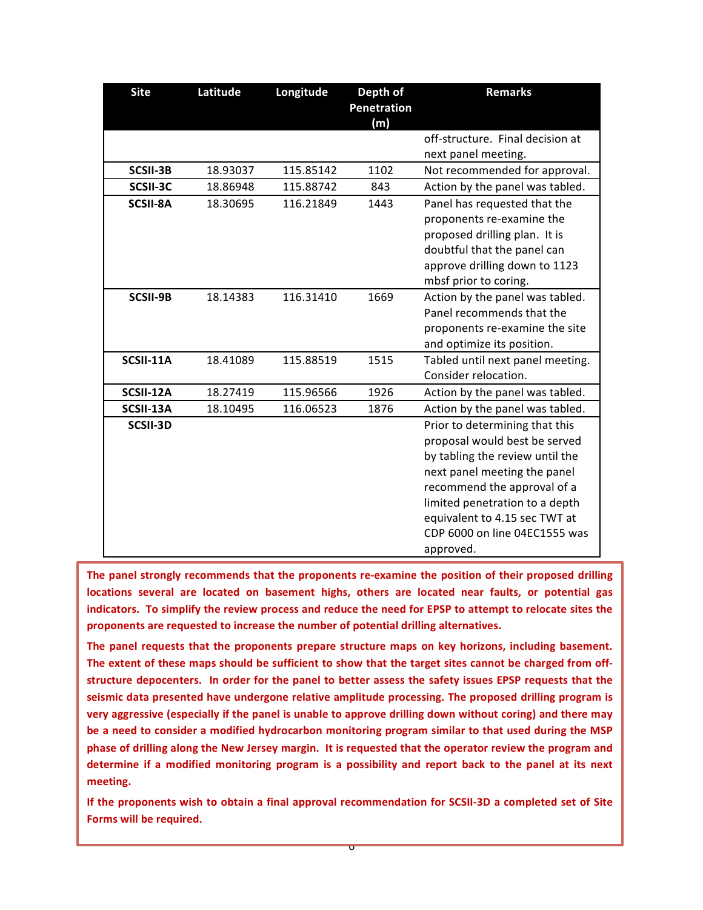| Site | Latitude | Longitude | Depth of Penetration (m) | Remarks |
|---|---|---|---|---|
| | | | | off-structure. Final decision at next panel meeting. |
| **SCSII-3B** | 18.93037 | 115.85142 | 1102 | Not recommended for approval. |
| **SCSII-3C** | 18.86948 | 115.88742 | 843 | Action by the panel was tabled. |
| **SCSII-8A** | 18.30695 | 116.21849 | 1443 | Panel has requested that the proponents re-examine the proposed drilling plan. It is doubtful that the panel can approve drilling down to 1123 mbsf prior to coring. |
| **SCSII-9B** | 18.14383 | 116.31410 | 1669 | Action by the panel was tabled. Panel recommends that the proponents re-examine the site and optimize its position. |
| **SCSII-11A** | 18.41089 | 115.88519 | 1515 | Tabled until next panel meeting. Consider relocation. |
| **SCSII-12A** | 18.27419 | 115.96566 | 1926 | Action by the panel was tabled. |
| **SCSII-13A** | 18.10495 | 116.06523 | 1876 | Action by the panel was tabled. |
| **SCSII-3D** | | | | Prior to determining that this proposal would best be served by tabling the review until the next panel meeting the panel recommend the approval of a limited penetration to a depth equivalent to 4.15 sec TWT at CDP 6000 on line 04EC1555 was approved. |

**The panel strongly recommends that the proponents re-examine the position of their proposed drilling locations several are located on basement highs, others are located near faults, or potential gas indicators. To simplify the review process and reduce the need for EPSP to attempt to relocate sites the proponents are requested to increase the number of potential drilling alternatives.**

**The panel requests that the proponents prepare structure maps on key horizons, including basement. The extent of these maps should be sufficient to show that the target sites cannot be charged from off-structure depocenters. In order for the panel to better assess the safety issues EPSP requests that the seismic data presented have undergone relative amplitude processing. The proposed drilling program is very aggressive (especially if the panel is unable to approve drilling down without coring) and there may be a need to consider a modified hydrocarbon monitoring program similar to that used during the MSP phase of drilling along the New Jersey margin. It is requested that the operator review the program and determine if a modified monitoring program is a possibility and report back to the panel at its next meeting.**

**If the proponents wish to obtain a final approval recommendation for SCSII-3D a completed set of Site Forms will be required.**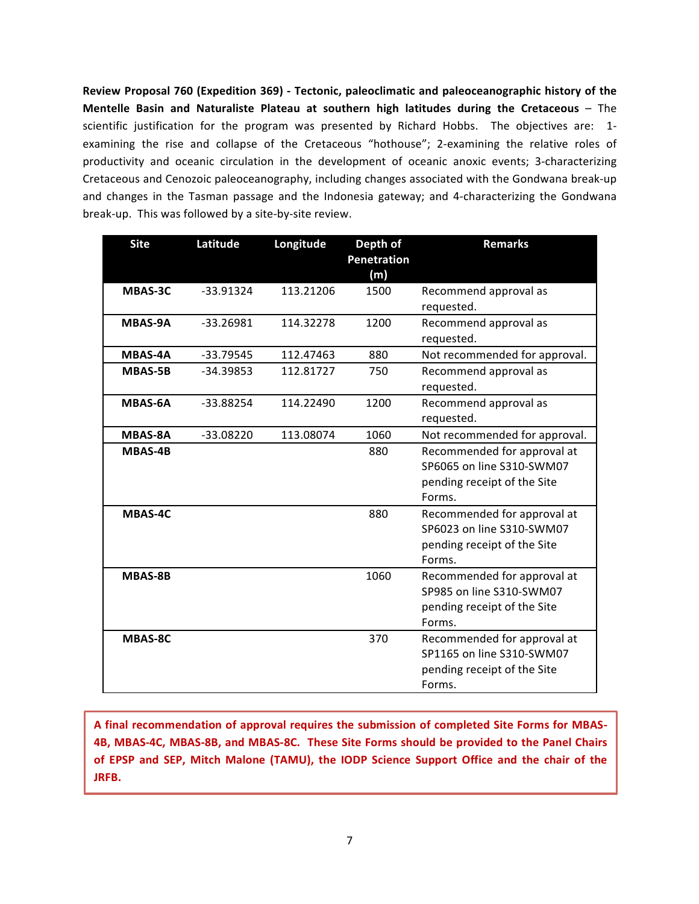**Review Proposal 760 (Expedition 369) - Tectonic, paleoclimatic and paleoceanographic history of the Mentelle Basin and Naturaliste Plateau at southern high latitudes during the Cretaceous** – The scientific justification for the program was presented by Richard Hobbs. The objectives are: 1-examining the rise and collapse of the Cretaceous "hothouse"; 2-examining the relative roles of productivity and oceanic circulation in the development of oceanic anoxic events; 3-characterizing Cretaceous and Cenozoic paleoceanography, including changes associated with the Gondwana break-up and changes in the Tasman passage and the Indonesia gateway; and 4-characterizing the Gondwana break-up. This was followed by a site-by-site review.

| Site | Latitude | Longitude | Depth of Penetration (m) | Remarks |
|---|---|---|---|---|
| **MBAS-3C** | -33.91324 | 113.21206 | 1500 | Recommend approval as requested. |
| **MBAS-9A** | -33.26981 | 114.32278 | 1200 | Recommend approval as requested. |
| **MBAS-4A** | -33.79545 | 112.47463 | 880 | Not recommended for approval. |
| **MBAS-5B** | -34.39853 | 112.81727 | 750 | Recommend approval as requested. |
| **MBAS-6A** | -33.88254 | 114.22490 | 1200 | Recommend approval as requested. |
| **MBAS-8A** | -33.08220 | 113.08074 | 1060 | Not recommended for approval. |
| **MBAS-4B** | | | 880 | Recommended for approval at SP6065 on line S310-SWM07 pending receipt of the Site Forms. |
| **MBAS-4C** | | | 880 | Recommended for approval at SP6023 on line S310-SWM07 pending receipt of the Site Forms. |
| **MBAS-8B** | | | 1060 | Recommended for approval at SP985 on line S310-SWM07 pending receipt of the Site Forms. |
| **MBAS-8C** | | | 370 | Recommended for approval at SP1165 on line S310-SWM07 pending receipt of the Site Forms. |

**A final recommendation of approval requires the submission of completed Site Forms for MBAS-4B, MBAS-4C, MBAS-8B, and MBAS-8C. These Site Forms should be provided to the Panel Chairs of EPSP and SEP, Mitch Malone (TAMU), the IODP Science Support Office and the chair of the JRFB.**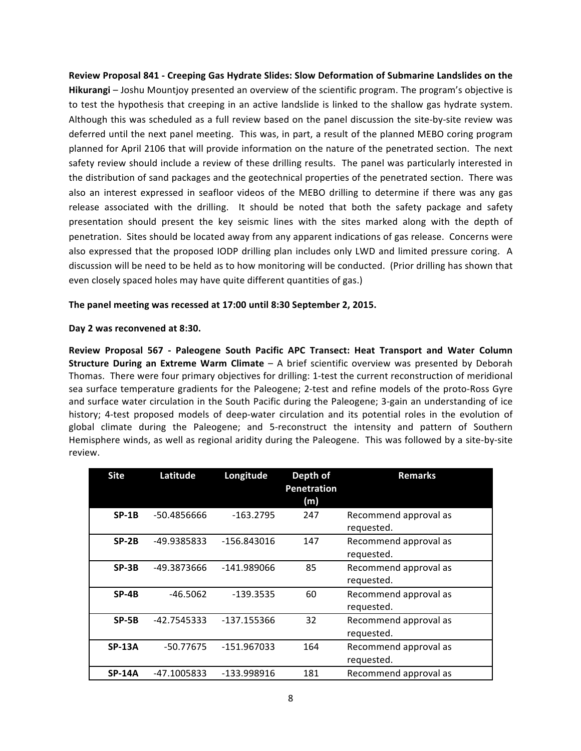**Review Proposal 841 - Creeping Gas Hydrate Slides: Slow Deformation of Submarine Landslides on the Hikurangi** – Joshu Mountjoy presented an overview of the scientific program. The program's objective is to test the hypothesis that creeping in an active landslide is linked to the shallow gas hydrate system. Although this was scheduled as a full review based on the panel discussion the site-by-site review was deferred until the next panel meeting. This was, in part, a result of the planned MEBO coring program planned for April 2106 that will provide information on the nature of the penetrated section. The next safety review should include a review of these drilling results. The panel was particularly interested in the distribution of sand packages and the geotechnical properties of the penetrated section. There was also an interest expressed in seafloor videos of the MEBO drilling to determine if there was any gas release associated with the drilling. It should be noted that both the safety package and safety presentation should present the key seismic lines with the sites marked along with the depth of penetration. Sites should be located away from any apparent indications of gas release. Concerns were also expressed that the proposed IODP drilling plan includes only LWD and limited pressure coring. A discussion will be need to be held as to how monitoring will be conducted. (Prior drilling has shown that even closely spaced holes may have quite different quantities of gas.)

**The panel meeting was recessed at 17:00 until 8:30 September 2, 2015.**

**Day 2 was reconvened at 8:30.**

**Review Proposal 567 - Paleogene South Pacific APC Transect: Heat Transport and Water Column Structure During an Extreme Warm Climate** – A brief scientific overview was presented by Deborah Thomas. There were four primary objectives for drilling: 1-test the current reconstruction of meridional sea surface temperature gradients for the Paleogene; 2-test and refine models of the proto-Ross Gyre and surface water circulation in the South Pacific during the Paleogene; 3-gain an understanding of ice history; 4-test proposed models of deep-water circulation and its potential roles in the evolution of global climate during the Paleogene; and 5-reconstruct the intensity and pattern of Southern Hemisphere winds, as well as regional aridity during the Paleogene. This was followed by a site-by-site review.

| Site | Latitude | Longitude | Depth of Penetration (m) | Remarks |
|---|---|---|---|---|
| **SP-1B** | -50.4856666 | -163.2795 | 247 | Recommend approval as requested. |
| **SP-2B** | -49.9385833 | -156.843016 | 147 | Recommend approval as requested. |
| **SP-3B** | -49.3873666 | -141.989066 | 85 | Recommend approval as requested. |
| **SP-4B** | -46.5062 | -139.3535 | 60 | Recommend approval as requested. |
| **SP-5B** | -42.7545333 | -137.155366 | 32 | Recommend approval as requested. |
| **SP-13A** | -50.77675 | -151.967033 | 164 | Recommend approval as requested. |
| **SP-14A** | -47.1005833 | -133.998916 | 181 | Recommend approval as |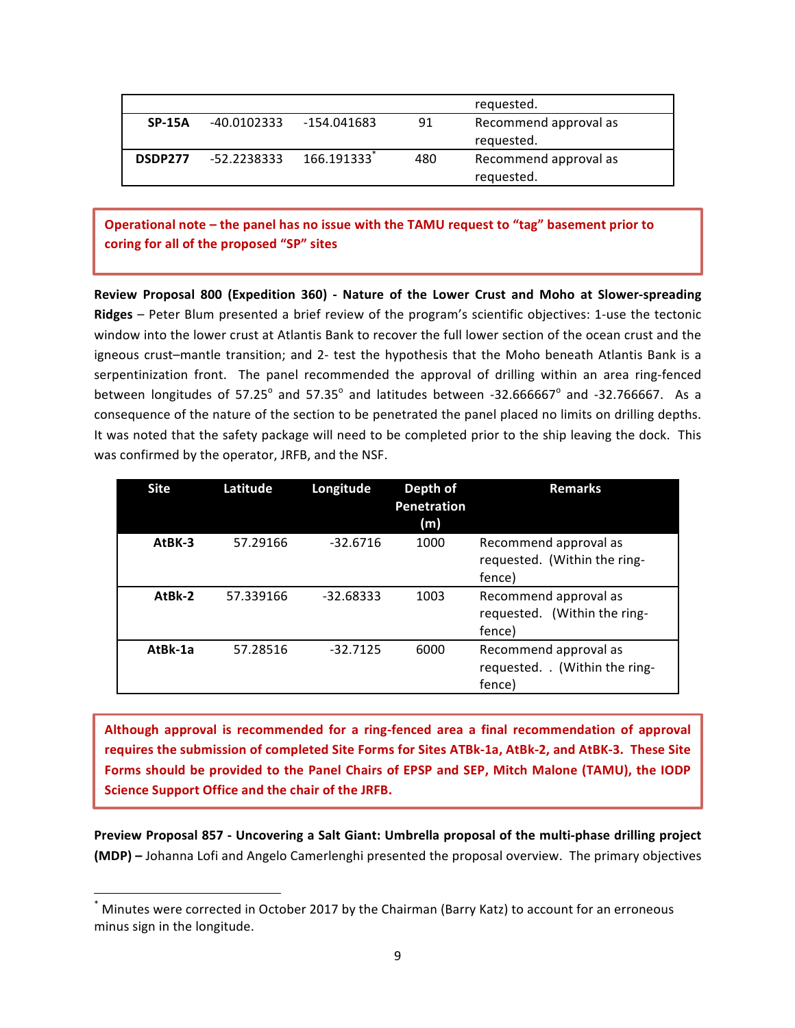| | | | | requested. |
|---|---|---|---|---|
| **SP-15A** | -40.0102333 | -154.041683 | 91 | Recommend approval as requested. |
| **DSDP277** | -52.2238333 | 166.191333* | 480 | Recommend approval as requested. |

**Operational note – the panel has no issue with the TAMU request to "tag" basement prior to coring for all of the proposed "SP" sites**

**Review Proposal 800 (Expedition 360) - Nature of the Lower Crust and Moho at Slower-spreading Ridges** – Peter Blum presented a brief review of the program's scientific objectives: 1-use the tectonic window into the lower crust at Atlantis Bank to recover the full lower section of the ocean crust and the igneous crust–mantle transition; and 2- test the hypothesis that the Moho beneath Atlantis Bank is a serpentinization front. The panel recommended the approval of drilling within an area ring-fenced between longitudes of 57.25° and 57.35° and latitudes between -32.666667° and -32.766667. As a consequence of the nature of the section to be penetrated the panel placed no limits on drilling depths. It was noted that the safety package will need to be completed prior to the ship leaving the dock. This was confirmed by the operator, JRFB, and the NSF.

| Site | Latitude | Longitude | Depth of Penetration (m) | Remarks |
|---|---|---|---|---|
| **AtBK-3** | 57.29166 | -32.6716 | 1000 | Recommend approval as requested. (Within the ring-fence) |
| **AtBk-2** | 57.339166 | -32.68333 | 1003 | Recommend approval as requested. (Within the ring-fence) |
| **AtBk-1a** | 57.28516 | -32.7125 | 6000 | Recommend approval as requested. . (Within the ring-fence) |

**Although approval is recommended for a ring-fenced area a final recommendation of approval requires the submission of completed Site Forms for Sites ATBk-1a, AtBk-2, and AtBK-3. These Site Forms should be provided to the Panel Chairs of EPSP and SEP, Mitch Malone (TAMU), the IODP Science Support Office and the chair of the JRFB.**

**Preview Proposal 857 - Uncovering a Salt Giant: Umbrella proposal of the multi-phase drilling project (MDP) –** Johanna Lofi and Angelo Camerlenghi presented the proposal overview. The primary objectives

---

* Minutes were corrected in October 2017 by the Chairman (Barry Katz) to account for an erroneous minus sign in the longitude.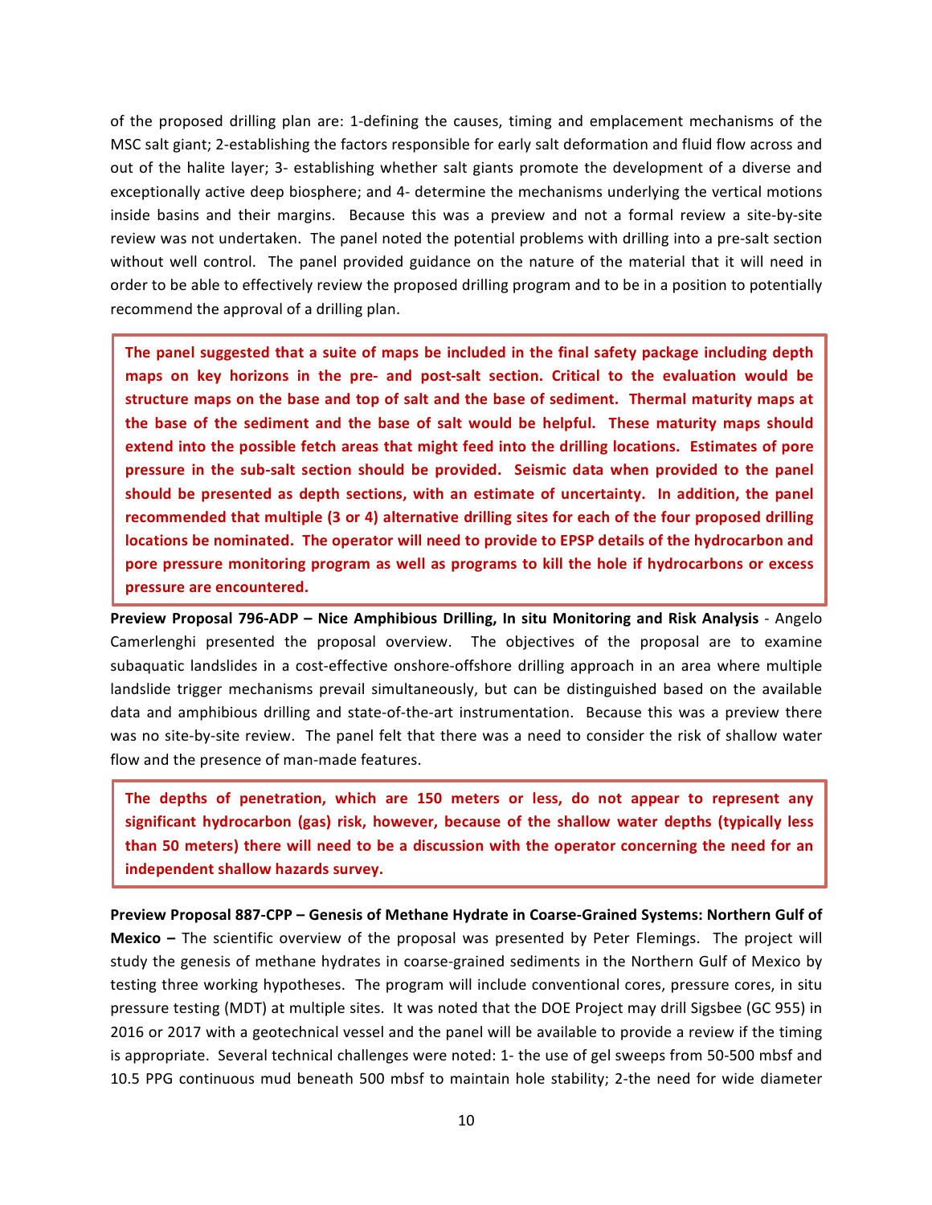of the proposed drilling plan are: 1-defining the causes, timing and emplacement mechanisms of the MSC salt giant; 2-establishing the factors responsible for early salt deformation and fluid flow across and out of the halite layer; 3- establishing whether salt giants promote the development of a diverse and exceptionally active deep biosphere; and 4- determine the mechanisms underlying the vertical motions inside basins and their margins. Because this was a preview and not a formal review a site-by-site review was not undertaken. The panel noted the potential problems with drilling into a pre-salt section without well control. The panel provided guidance on the nature of the material that it will need in order to be able to effectively review the proposed drilling program and to be in a position to potentially recommend the approval of a drilling plan.

> **The panel suggested that a suite of maps be included in the final safety package including depth maps on key horizons in the pre- and post-salt section. Critical to the evaluation would be structure maps on the base and top of salt and the base of sediment. Thermal maturity maps at the base of the sediment and the base of salt would be helpful. These maturity maps should extend into the possible fetch areas that might feed into the drilling locations. Estimates of pore pressure in the sub-salt section should be provided. Seismic data when provided to the panel should be presented as depth sections, with an estimate of uncertainty. In addition, the panel recommended that multiple (3 or 4) alternative drilling sites for each of the four proposed drilling locations be nominated. The operator will need to provide to EPSP details of the hydrocarbon and pore pressure monitoring program as well as programs to kill the hole if hydrocarbons or excess pressure are encountered.**

**Preview Proposal 796-ADP – Nice Amphibious Drilling, In situ Monitoring and Risk Analysis** - Angelo Camerlenghi presented the proposal overview. The objectives of the proposal are to examine subaquatic landslides in a cost-effective onshore-offshore drilling approach in an area where multiple landslide trigger mechanisms prevail simultaneously, but can be distinguished based on the available data and amphibious drilling and state-of-the-art instrumentation. Because this was a preview there was no site-by-site review. The panel felt that there was a need to consider the risk of shallow water flow and the presence of man-made features.

> **The depths of penetration, which are 150 meters or less, do not appear to represent any significant hydrocarbon (gas) risk, however, because of the shallow water depths (typically less than 50 meters) there will need to be a discussion with the operator concerning the need for an independent shallow hazards survey.**

**Preview Proposal 887-CPP – Genesis of Methane Hydrate in Coarse-Grained Systems: Northern Gulf of Mexico –** The scientific overview of the proposal was presented by Peter Flemings. The project will study the genesis of methane hydrates in coarse-grained sediments in the Northern Gulf of Mexico by testing three working hypotheses. The program will include conventional cores, pressure cores, in situ pressure testing (MDT) at multiple sites. It was noted that the DOE Project may drill Sigsbee (GC 955) in 2016 or 2017 with a geotechnical vessel and the panel will be available to provide a review if the timing is appropriate. Several technical challenges were noted: 1- the use of gel sweeps from 50-500 mbsf and 10.5 PPG continuous mud beneath 500 mbsf to maintain hole stability; 2-the need for wide diameter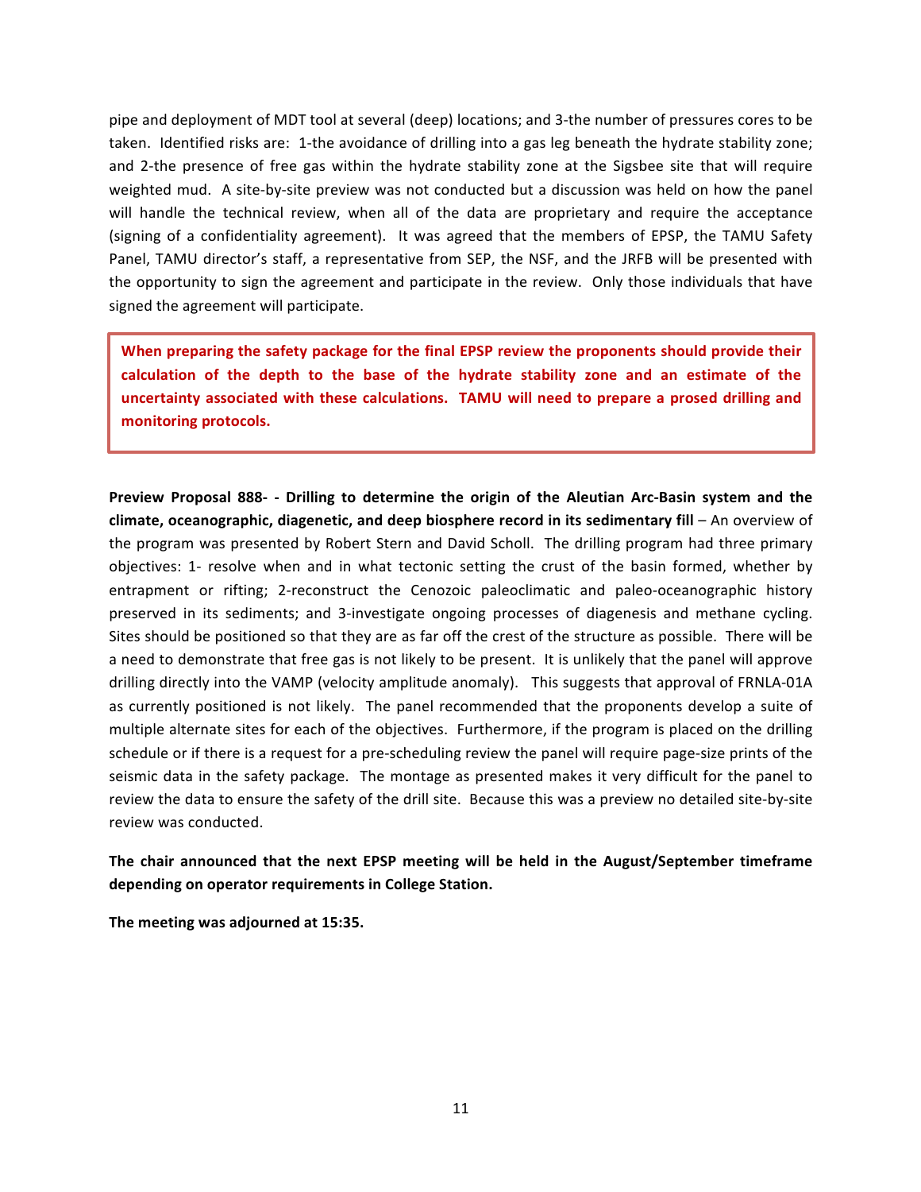pipe and deployment of MDT tool at several (deep) locations; and 3-the number of pressures cores to be taken. Identified risks are: 1-the avoidance of drilling into a gas leg beneath the hydrate stability zone; and 2-the presence of free gas within the hydrate stability zone at the Sigsbee site that will require weighted mud. A site-by-site preview was not conducted but a discussion was held on how the panel will handle the technical review, when all of the data are proprietary and require the acceptance (signing of a confidentiality agreement). It was agreed that the members of EPSP, the TAMU Safety Panel, TAMU director's staff, a representative from SEP, the NSF, and the JRFB will be presented with the opportunity to sign the agreement and participate in the review. Only those individuals that have signed the agreement will participate.

**When preparing the safety package for the final EPSP review the proponents should provide their calculation of the depth to the base of the hydrate stability zone and an estimate of the uncertainty associated with these calculations. TAMU will need to prepare a prosed drilling and monitoring protocols.**

**Preview Proposal 888- - Drilling to determine the origin of the Aleutian Arc-Basin system and the climate, oceanographic, diagenetic, and deep biosphere record in its sedimentary fill** – An overview of the program was presented by Robert Stern and David Scholl. The drilling program had three primary objectives: 1- resolve when and in what tectonic setting the crust of the basin formed, whether by entrapment or rifting; 2-reconstruct the Cenozoic paleoclimatic and paleo-oceanographic history preserved in its sediments; and 3-investigate ongoing processes of diagenesis and methane cycling. Sites should be positioned so that they are as far off the crest of the structure as possible. There will be a need to demonstrate that free gas is not likely to be present. It is unlikely that the panel will approve drilling directly into the VAMP (velocity amplitude anomaly). This suggests that approval of FRNLA-01A as currently positioned is not likely. The panel recommended that the proponents develop a suite of multiple alternate sites for each of the objectives. Furthermore, if the program is placed on the drilling schedule or if there is a request for a pre-scheduling review the panel will require page-size prints of the seismic data in the safety package. The montage as presented makes it very difficult for the panel to review the data to ensure the safety of the drill site. Because this was a preview no detailed site-by-site review was conducted.

**The chair announced that the next EPSP meeting will be held in the August/September timeframe depending on operator requirements in College Station.**

**The meeting was adjourned at 15:35.**